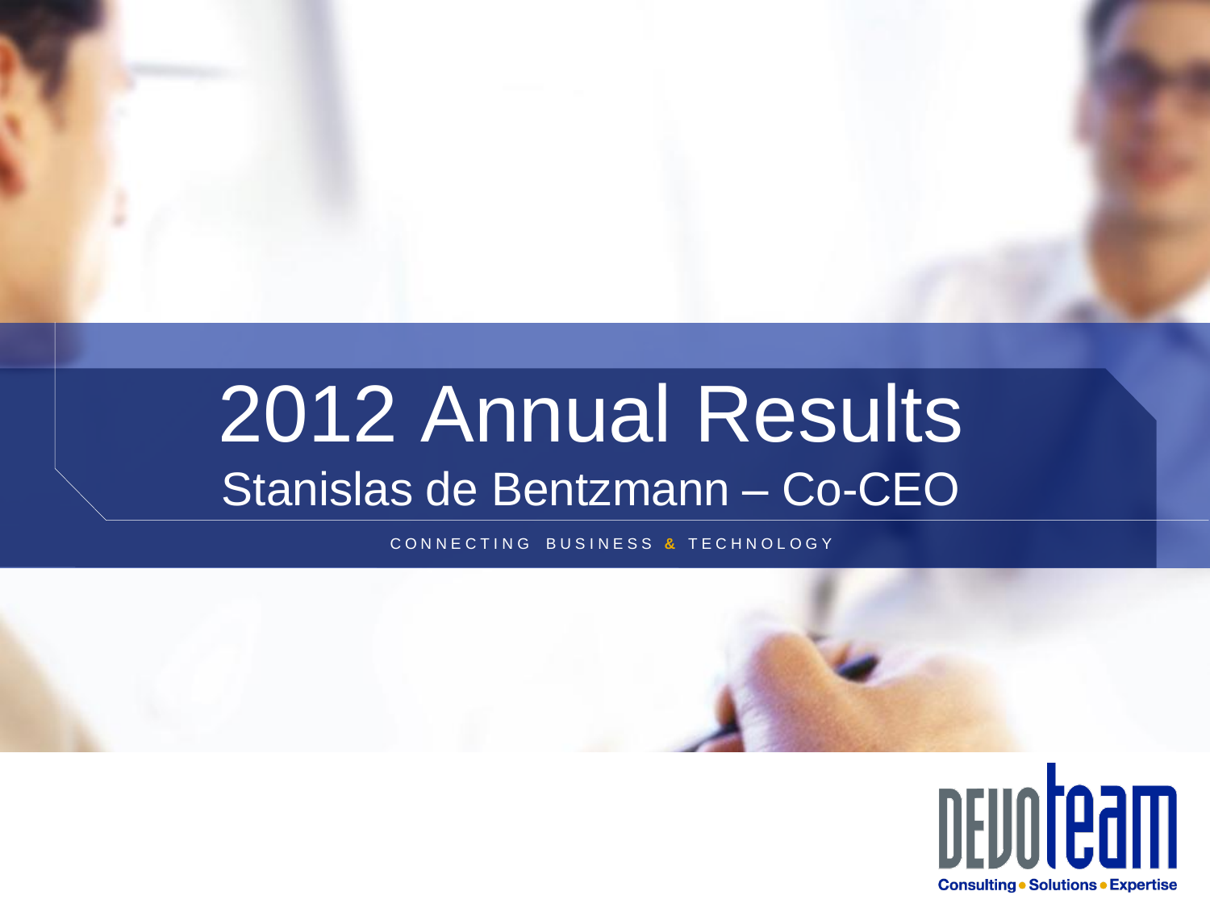# 2012 Annual Results

## Stanislas de Bentzmann – Co-CEO

CONNECTING BUSINESS & TECHNOLOGY

DEVOTEAM

Consulting • Solutions • Expertise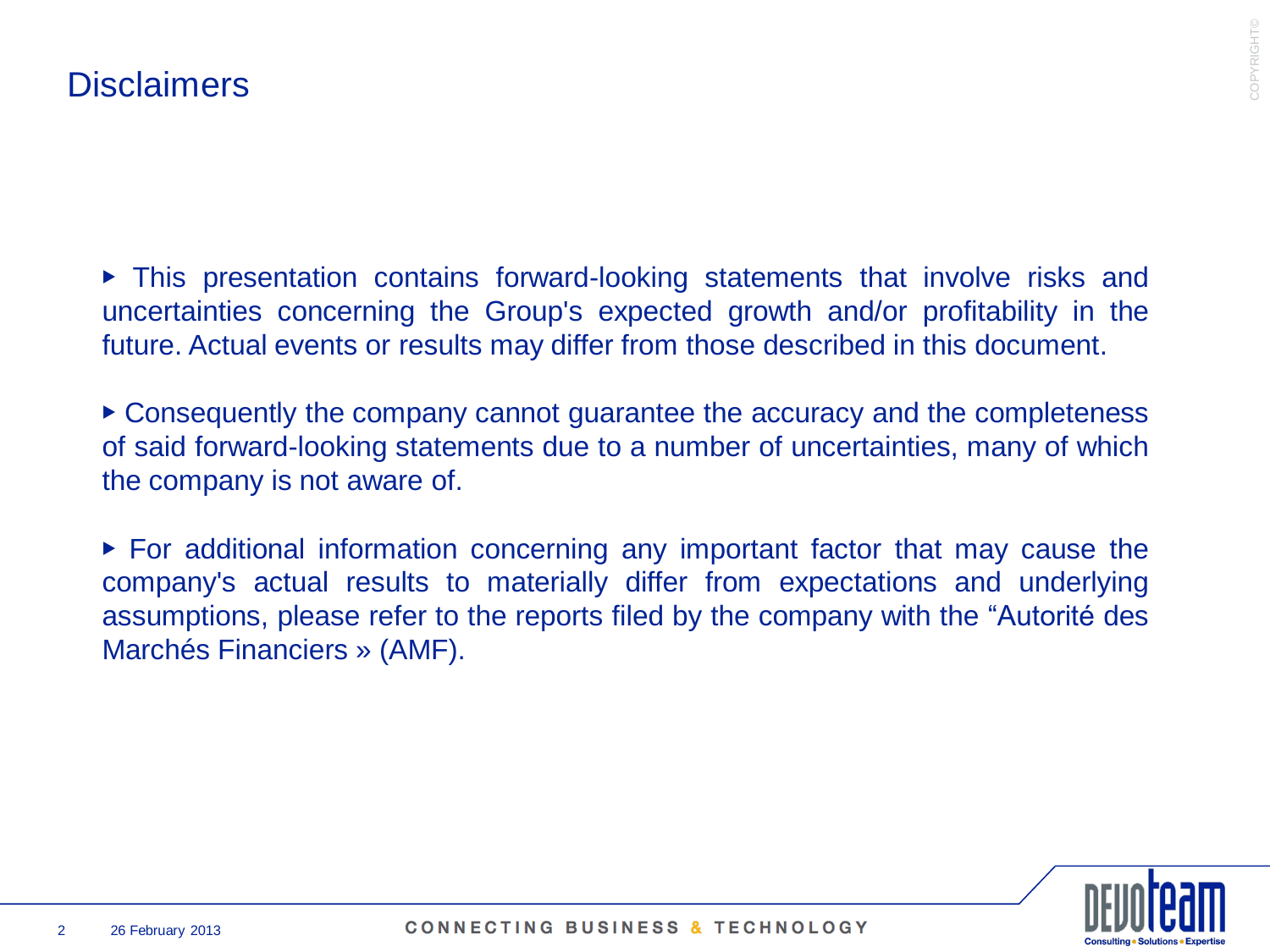# Disclaimers

- This presentation contains forward-looking statements that involve risks and uncertainties concerning the Group's expected growth and/or profitability in the future. Actual events or results may differ from those described in this document.

- Consequently the company cannot guarantee the accuracy and the completeness of said forward-looking statements due to a number of uncertainties, many of which the company is not aware of.

- For additional information concerning any important factor that may cause the company's actual results to materially differ from expectations and underlying assumptions, please refer to the reports filed by the company with the “Autorité des Marchés Financiers » (AMF).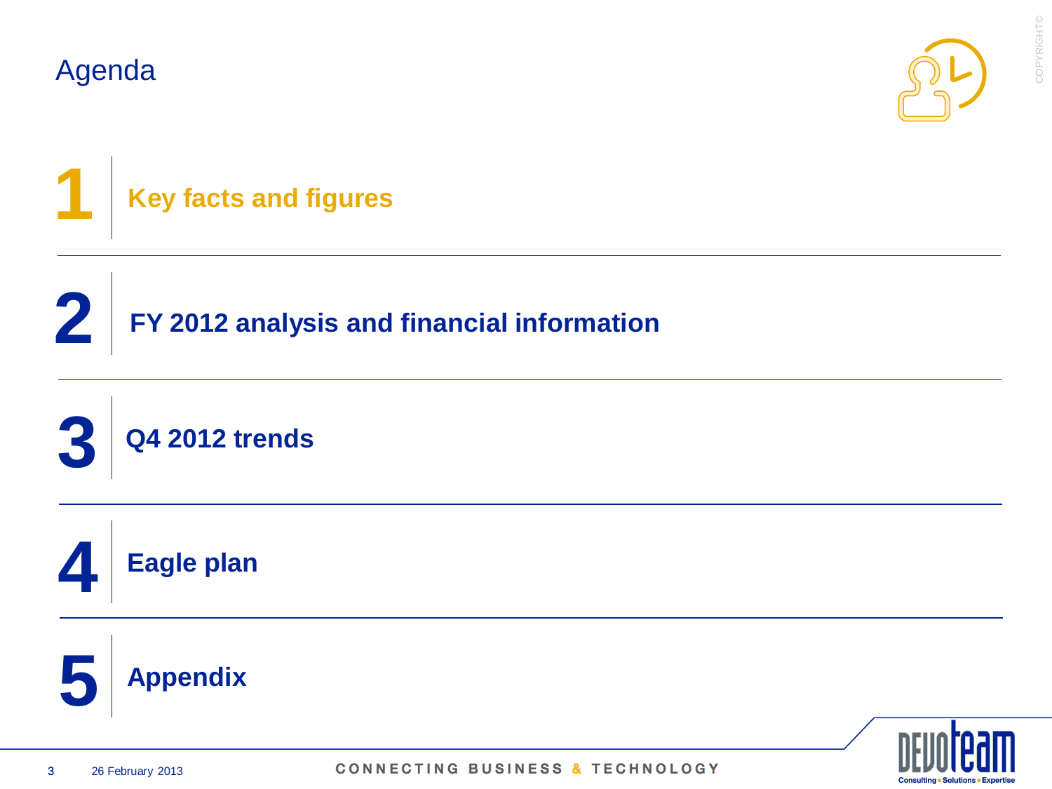# Agenda

1. **Key facts and figures**
2. **FY 2012 analysis and financial information**
3. **Q4 2012 trends**
4. **Eagle plan**
5. **Appendix**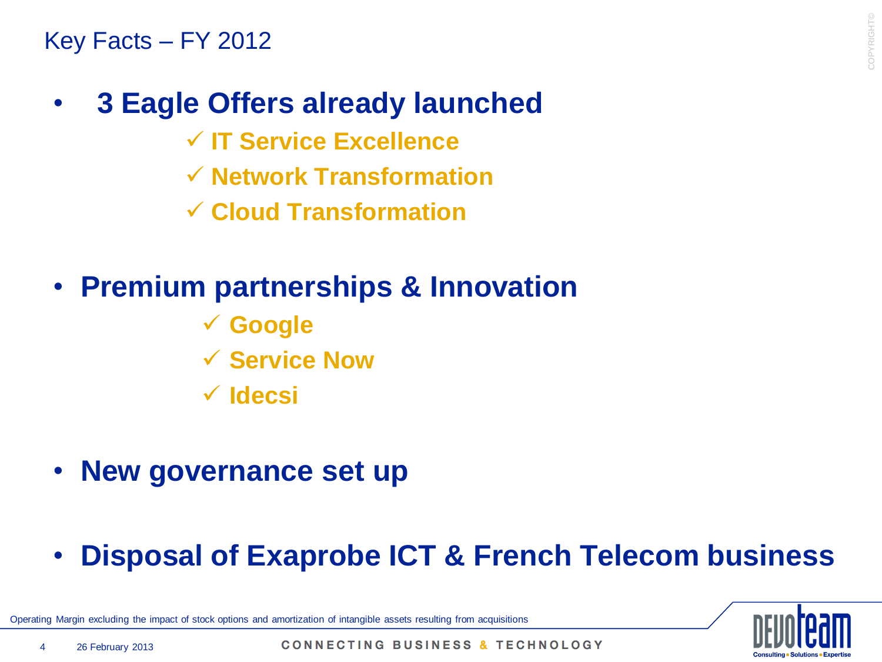# Key Facts – FY 2012

- **3 Eagle Offers already launched**
  - ✓ **IT Service Excellence**
  - ✓ **Network Transformation**
  - ✓ **Cloud Transformation**

- **Premium partnerships & Innovation**
  - ✓ **Google**
  - ✓ **Service Now**
  - ✓ **Idecsi**

- **New governance set up**

- **Disposal of Exaprobe ICT & French Telecom business**

Operating Margin excluding the impact of stock options and amortization of intangible assets resulting from acquisitions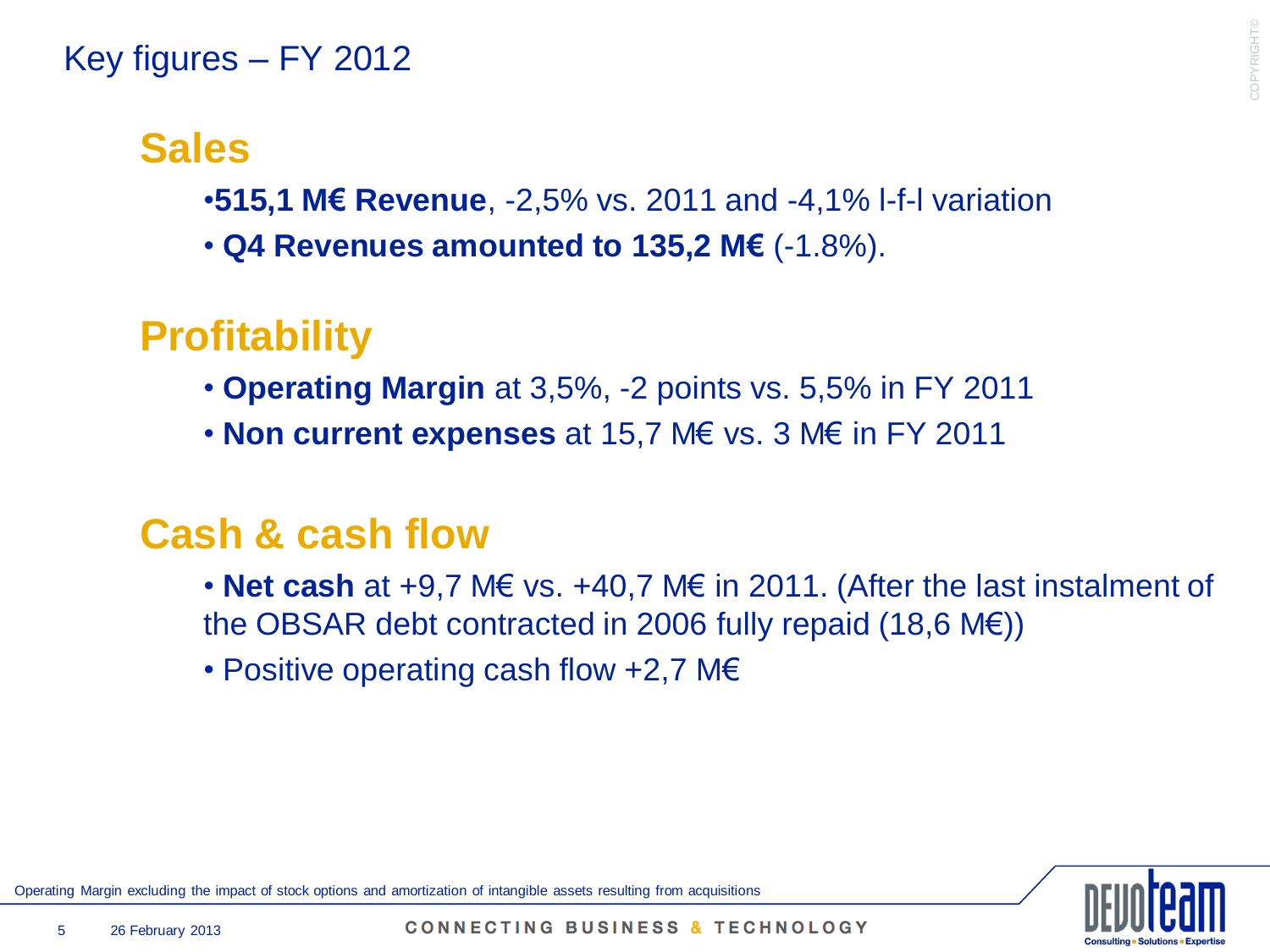# Key figures – FY 2012

## Sales

- **515,1 M€ Revenue**, -2,5% vs. 2011 and -4,1% l-f-l variation
- **Q4 Revenues amounted to 135,2 M€** (-1.8%).

## Profitability

- **Operating Margin** at 3,5%, -2 points vs. 5,5% in FY 2011
- **Non current expenses** at 15,7 M€ vs. 3 M€ in FY 2011

## Cash & cash flow

- **Net cash** at +9,7 M€ vs. +40,7 M€ in 2011. (After the last instalment of the OBSAR debt contracted in 2006 fully repaid (18,6 M€))
- Positive operating cash flow +2,7 M€

Operating Margin excluding the impact of stock options and amortization of intangible assets resulting from acquisitions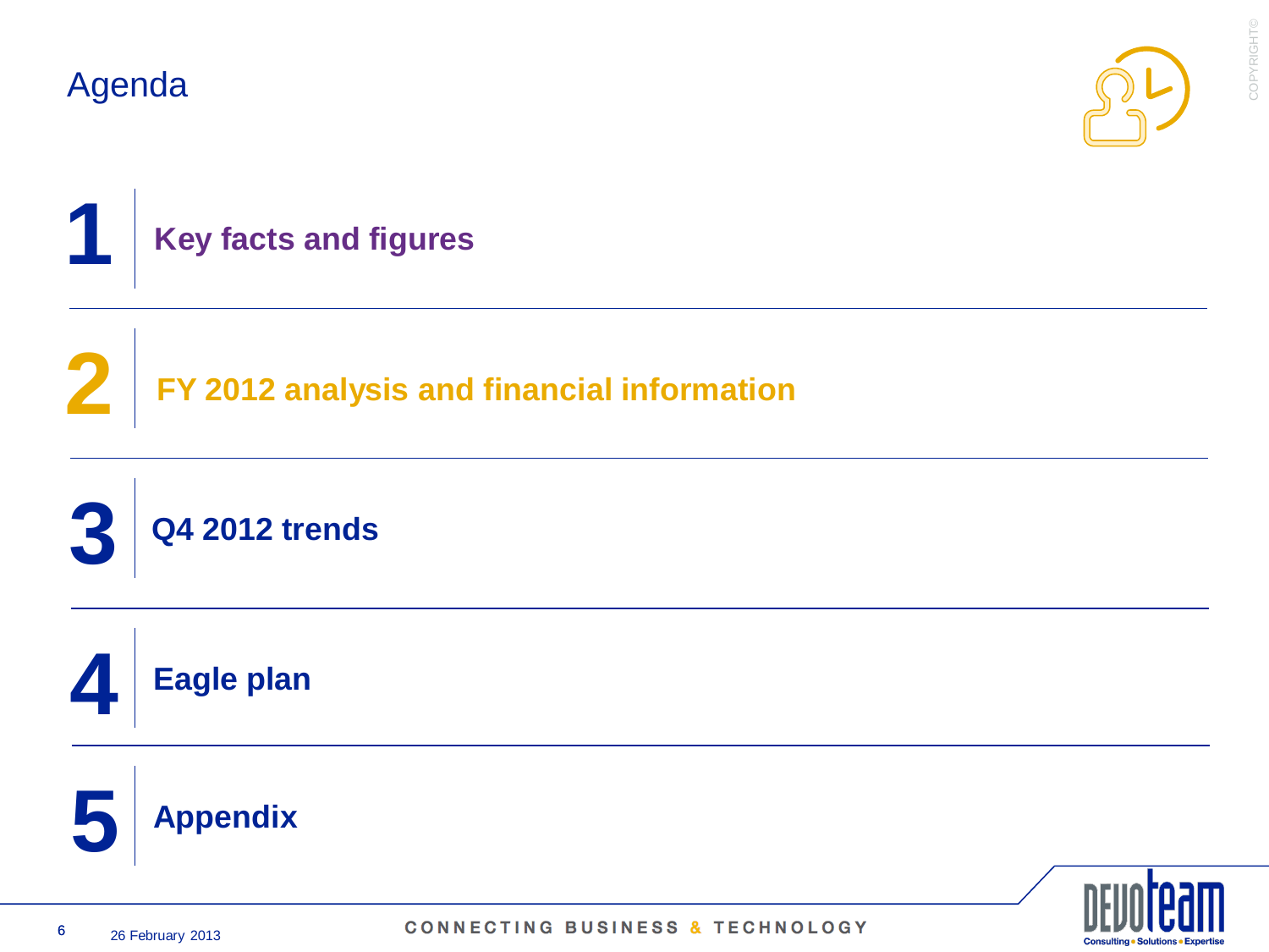# Agenda

1. Key facts and figures
2. FY 2012 analysis and financial information
3. Q4 2012 trends
4. Eagle plan
5. Appendix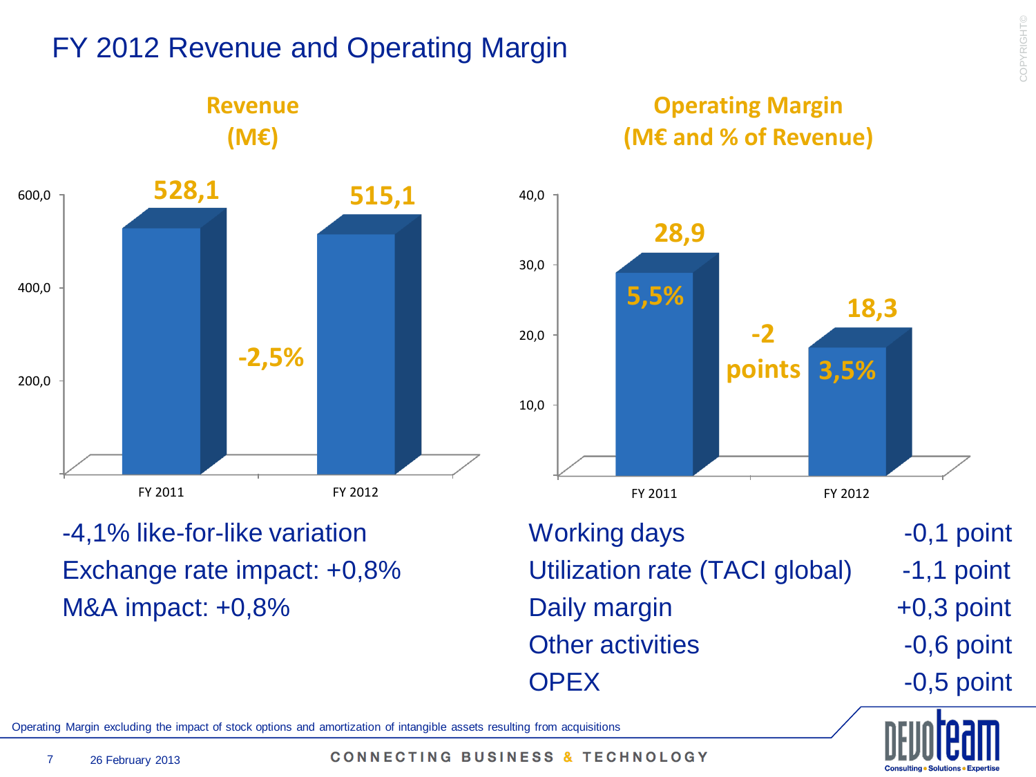# FY 2012 Revenue and Operating Margin

## Revenue (M€)

| | FY 2011 | FY 2012 |
|---|---|---|
| Revenue (M€) | 528,1 | 515,1 |
| Variation | | -2,5% |

-4,1% like-for-like variation

Exchange rate impact: +0,8%

M&A impact: +0,8%

## Operating Margin (M€ and % of Revenue)

| | FY 2011 | FY 2012 |
|---|---|---|
| Operating Margin (M€) | 28,9 | 18,3 |
| % of Revenue | 5,5% | 3,5% |
| Variation | | -2 points |

| | |
|---|---|
| Working days | -0,1 point |
| Utilization rate (TACI global) | -1,1 point |
| Daily margin | +0,3 point |
| Other activities | -0,6 point |
| OPEX | -0,5 point |

Operating Margin excluding the impact of stock options and amortization of intangible assets resulting from acquisitions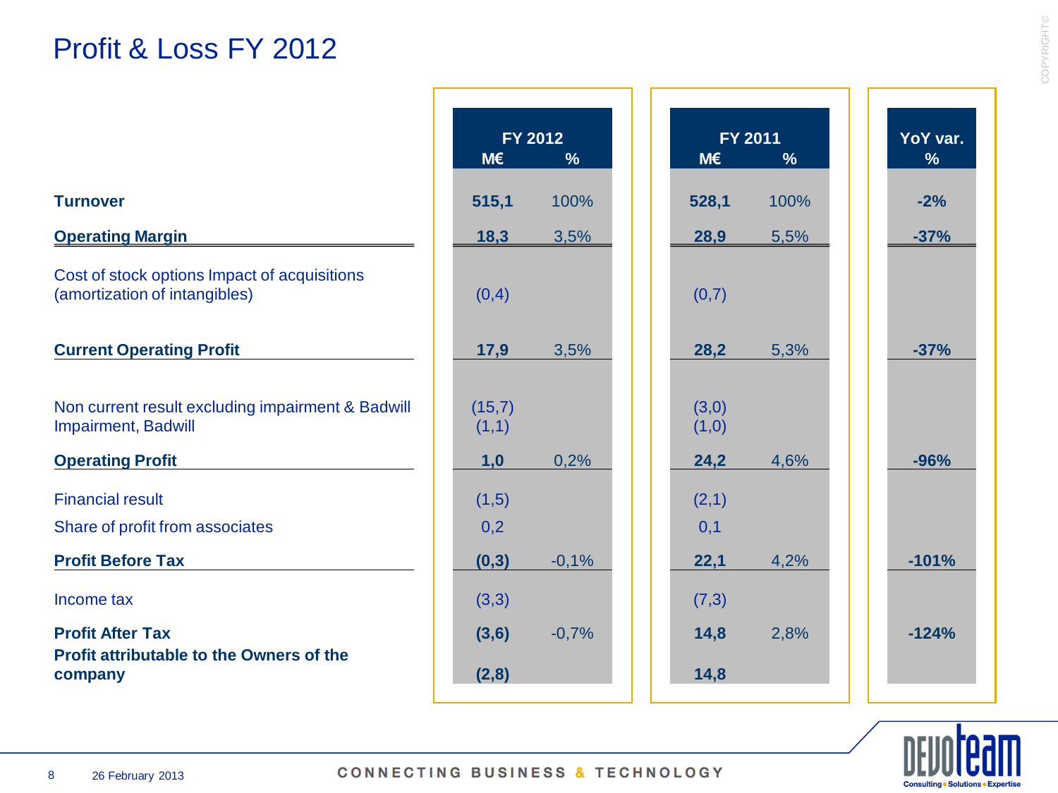# Profit & Loss FY 2012

| | FY 2012 | | FY 2011 | | YoY var. |
|---|---|---|---|---|---|
| | M€ | % | M€ | % | % |
| **Turnover** | **515,1** | 100% | **528,1** | 100% | **-2%** |
| **Operating Margin** | **18,3** | 3,5% | **28,9** | 5,5% | **-37%** |
| Cost of stock options Impact of acquisitions (amortization of intangibles) | (0,4) | | (0,7) | | |
| **Current Operating Profit** | **17,9** | 3,5% | **28,2** | 5,3% | **-37%** |
| Non current result excluding impairment & Badwill | (15,7) | | (3,0) | | |
| Impairment, Badwill | (1,1) | | (1,0) | | |
| **Operating Profit** | **1,0** | 0,2% | **24,2** | 4,6% | **-96%** |
| Financial result | (1,5) | | (2,1) | | |
| Share of profit from associates | 0,2 | | 0,1 | | |
| **Profit Before Tax** | **(0,3)** | -0,1% | **22,1** | 4,2% | **-101%** |
| Income tax | (3,3) | | (7,3) | | |
| **Profit After Tax** | **(3,6)** | -0,7% | **14,8** | 2,8% | **-124%** |
| **Profit attributable to the Owners of the company** | **(2,8)** | | **14,8** | | |

26 February 2013

CONNECTING BUSINESS & TECHNOLOGY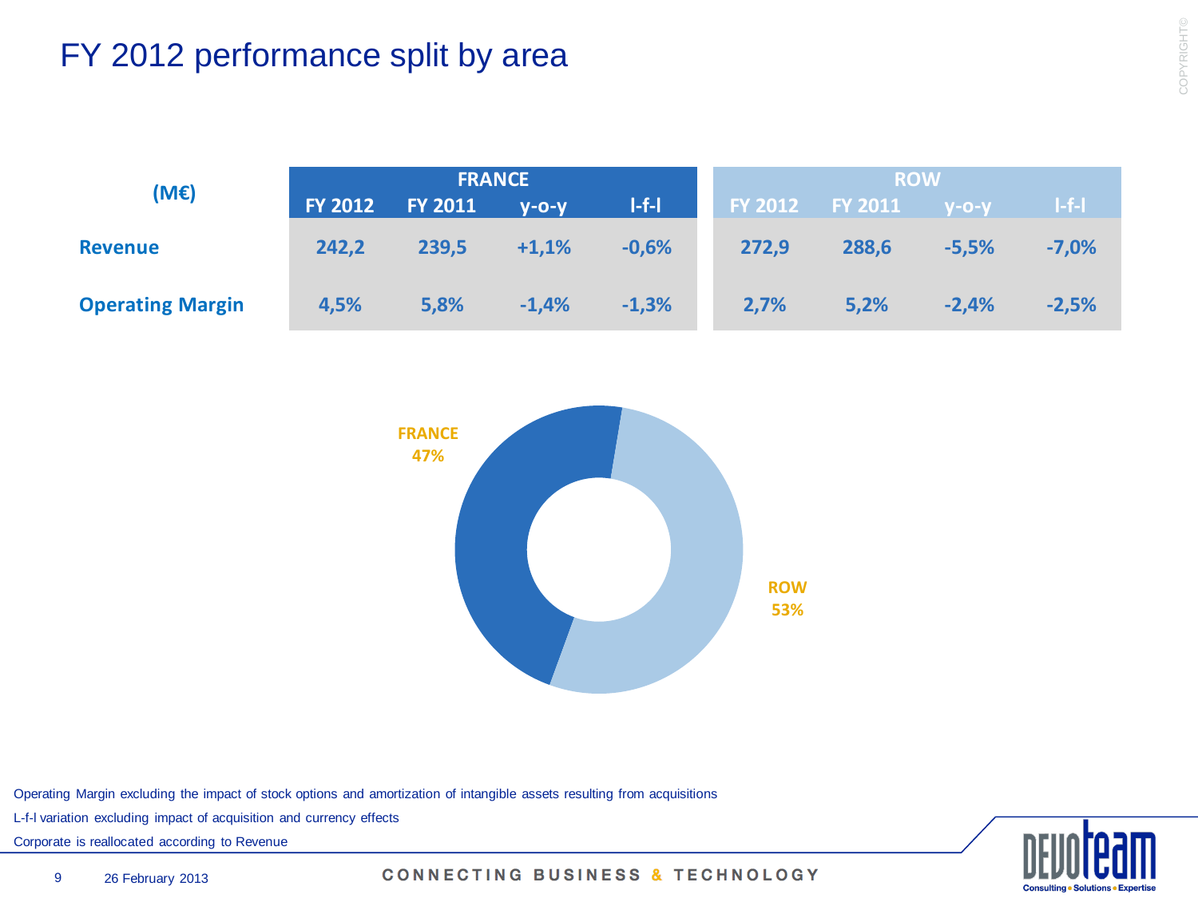# FY 2012 performance split by area

| (M€) | FRANCE | | | | ROW | | | |
|---|---|---|---|---|---|---|---|---|
| | FY 2012 | FY 2011 | y-o-y | l-f-l | FY 2012 | FY 2011 | y-o-y | l-f-l |
| **Revenue** | 242,2 | 239,5 | +1,1% | -0,6% | 272,9 | 288,6 | -5,5% | -7,0% |
| **Operating Margin** | 4,5% | 5,8% | -1,4% | -1,3% | 2,7% | 5,2% | -2,4% | -2,5% |

FRANCE 47%

ROW 53%

Operating Margin excluding the impact of stock options and amortization of intangible assets resulting from acquisitions

L-f-l variation excluding impact of acquisition and currency effects

Corporate is reallocated according to Revenue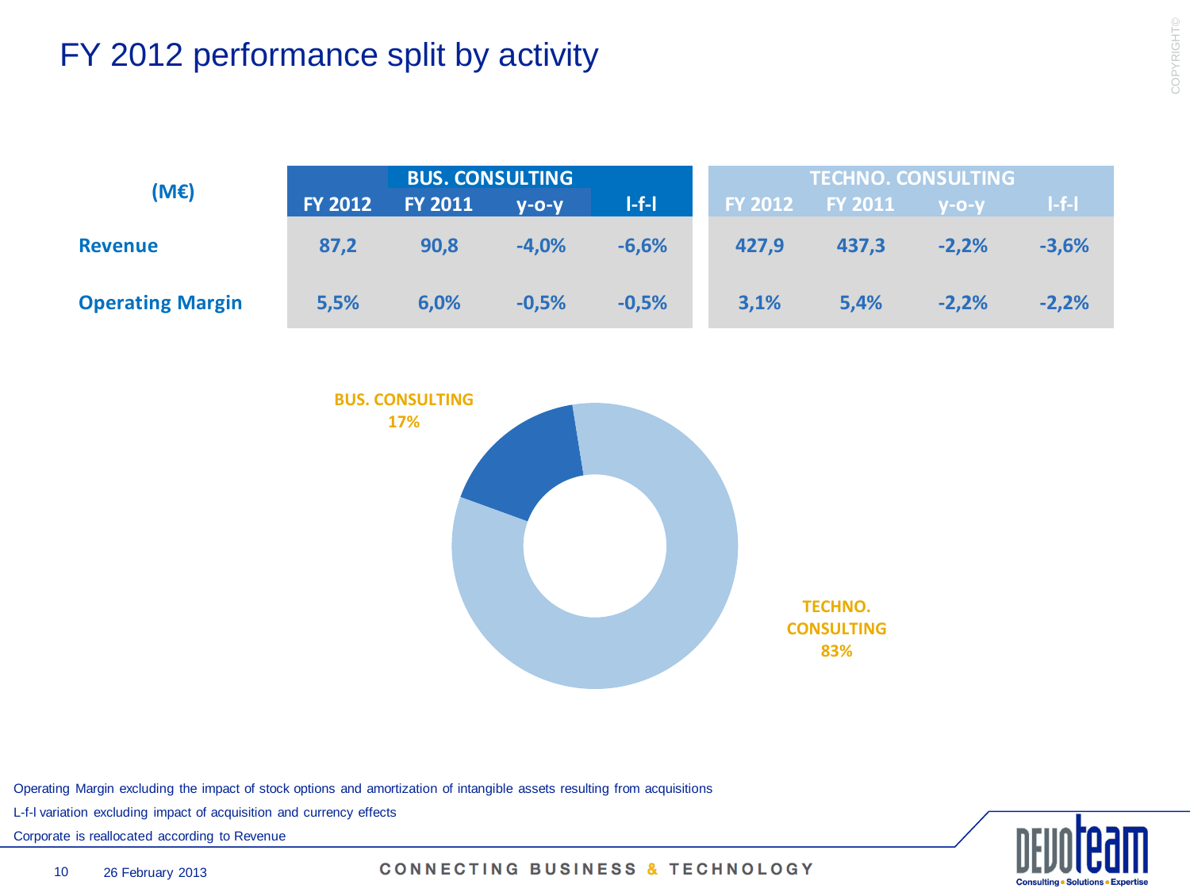# FY 2012 performance split by activity

| (M€) | BUS. CONSULTING | | | | TECHNO. CONSULTING | | | |
|---|---|---|---|---|---|---|---|---|
| | FY 2012 | FY 2011 | y-o-y | l-f-l | FY 2012 | FY 2011 | y-o-y | l-f-l |
| **Revenue** | 87,2 | 90,8 | -4,0% | -6,6% | 427,9 | 437,3 | -2,2% | -3,6% |
| **Operating Margin** | 5,5% | 6,0% | -0,5% | -0,5% | 3,1% | 5,4% | -2,2% | -2,2% |

BUS. CONSULTING 17%

TECHNO. CONSULTING 83%

Operating Margin excluding the impact of stock options and amortization of intangible assets resulting from acquisitions

L-f-l variation excluding impact of acquisition and currency effects

Corporate is reallocated according to Revenue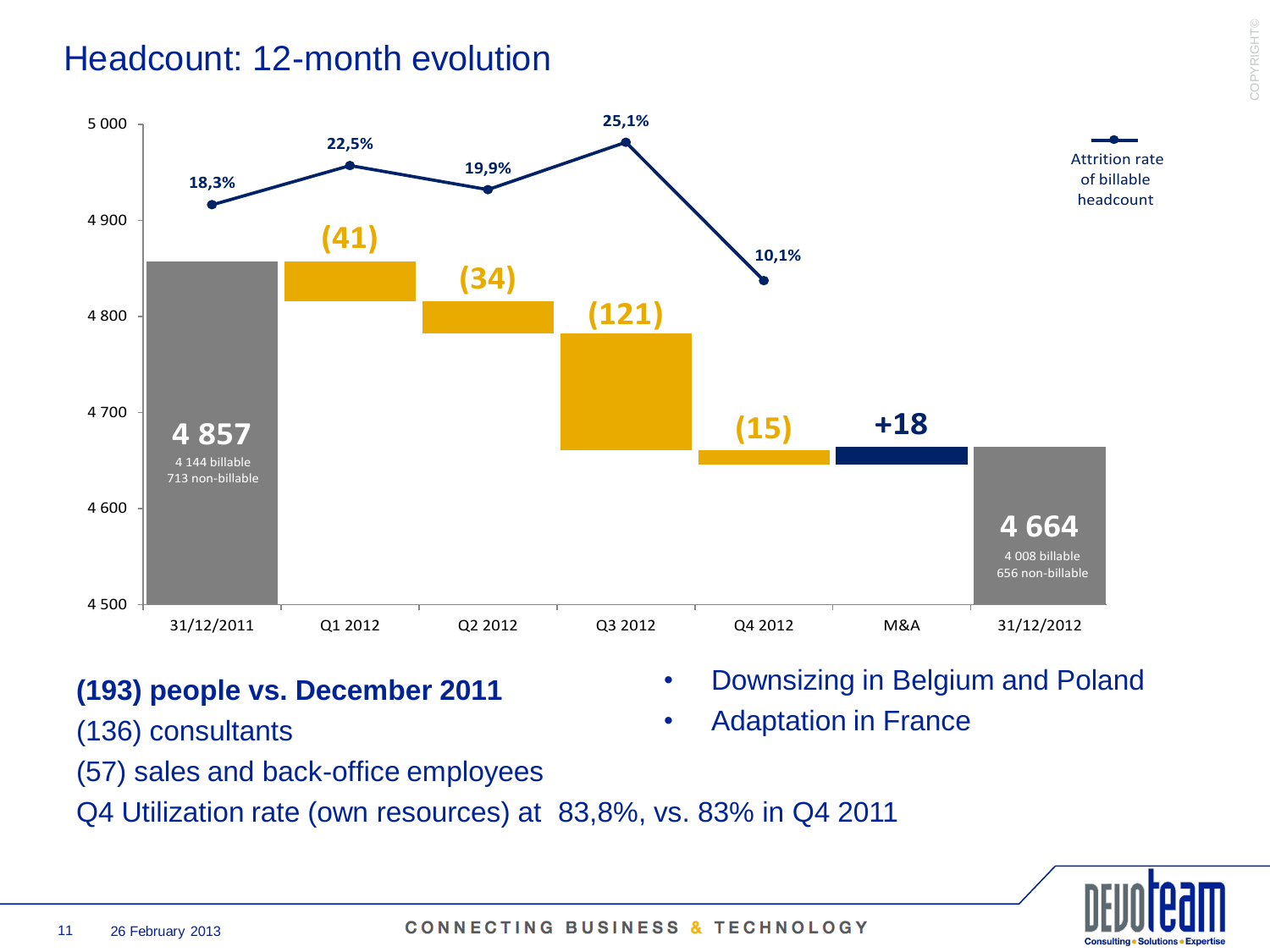# Headcount: 12-month evolution

| | 31/12/2011 | Q1 2012 | Q2 2012 | Q3 2012 | Q4 2012 | M&A | 31/12/2012 |
|---|---|---|---|---|---|---|---|
| Headcount | 4 857 (4 144 billable, 713 non-billable) | (41) | (34) | (121) | (15) | +18 | 4 664 (4 008 billable, 656 non-billable) |
| Attrition rate of billable headcount | 18,3% | 22,5% | 19,9% | 25,1% | 10,1% | | |

**(193) people vs. December 2011**

(136) consultants

(57) sales and back-office employees

Q4 Utilization rate (own resources) at 83,8%, vs. 83% in Q4 2011

- Downsizing in Belgium and Poland
- Adaptation in France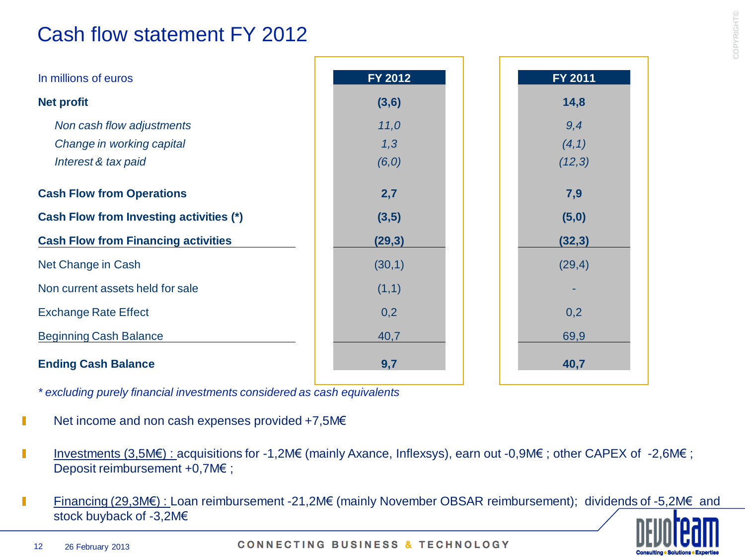# Cash flow statement FY 2012

| In millions of euros | FY 2012 | FY 2011 |
|---|---|---|
| **Net profit** | **(3,6)** | **14,8** |
| *Non cash flow adjustments* | *11,0* | *9,4* |
| *Change in working capital* | *1,3* | *(4,1)* |
| *Interest & tax paid* | *(6,0)* | *(12,3)* |
| **Cash Flow from Operations** | **2,7** | **7,9** |
| **Cash Flow from Investing activities (*)** | **(3,5)** | **(5,0)** |
| **Cash Flow from Financing activities** | **(29,3)** | **(32,3)** |
| Net Change in Cash | (30,1) | (29,4) |
| Non current assets held for sale | (1,1) | - |
| Exchange Rate Effect | 0,2 | 0,2 |
| Beginning Cash Balance | 40,7 | 69,9 |
| **Ending Cash Balance** | **9,7** | **40,7** |

*\* excluding purely financial investments considered as cash equivalents*

- Net income and non cash expenses provided +7,5M€
- Investments (3,5M€) : acquisitions for -1,2M€ (mainly Axance, Inflexsys), earn out -0,9M€ ; other CAPEX of -2,6M€ ; Deposit reimbursement +0,7M€ ;
- Financing (29,3M€) : Loan reimbursement -21,2M€ (mainly November OBSAR reimbursement); dividends of -5,2M€ and stock buyback of -3,2M€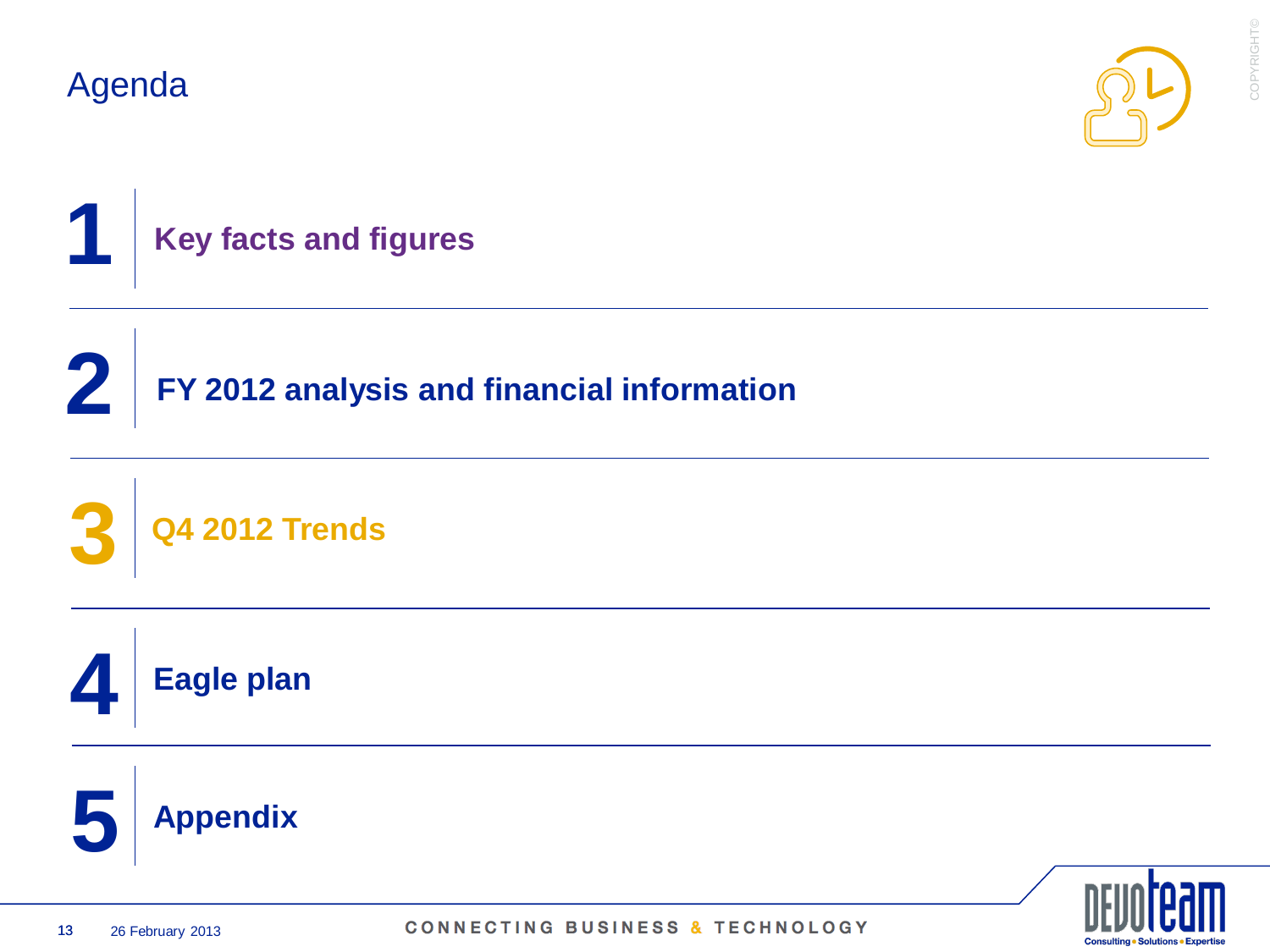# Agenda

1. Key facts and figures
2. FY 2012 analysis and financial information
3. Q4 2012 Trends
4. Eagle plan
5. Appendix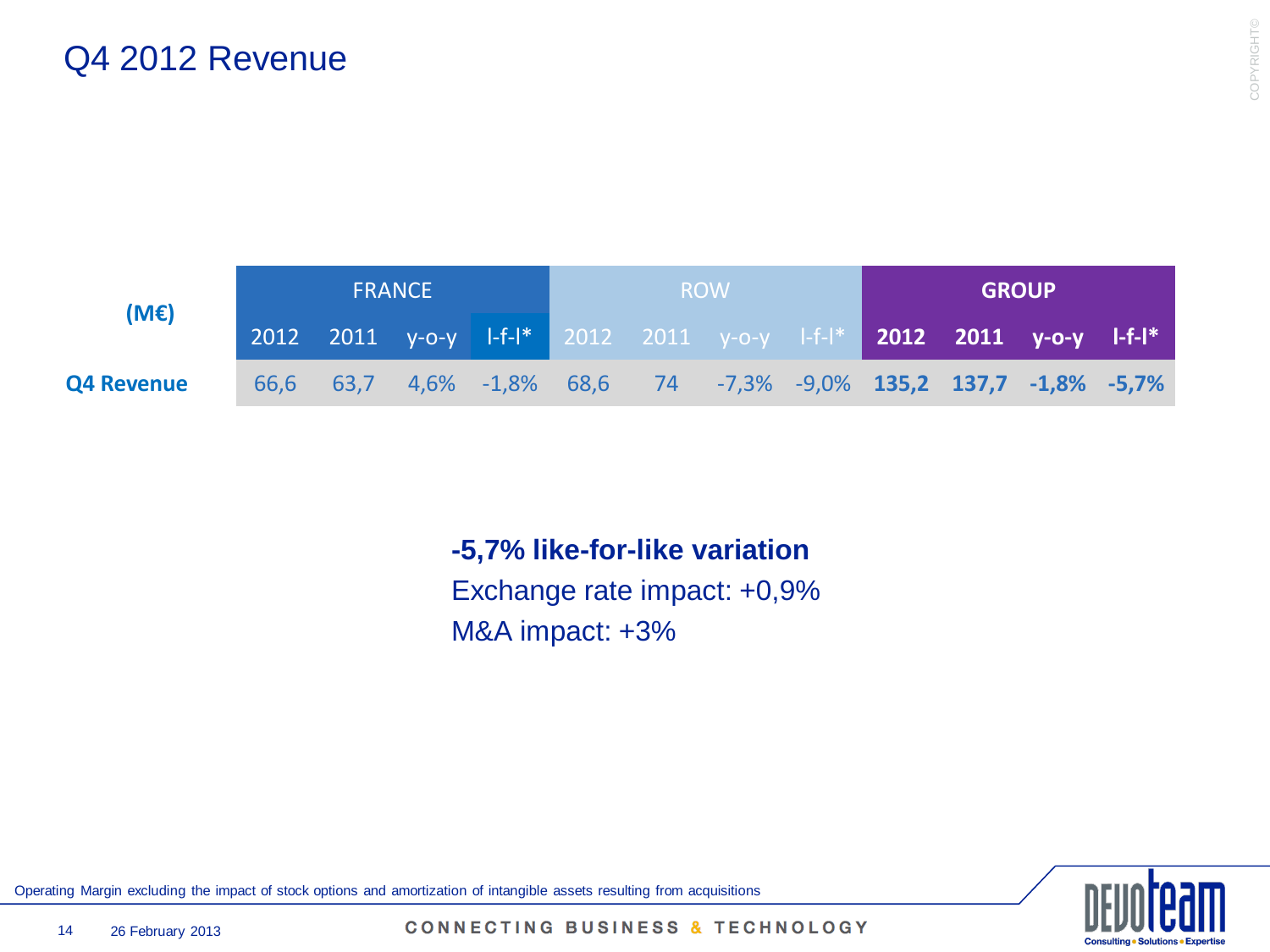# Q4 2012 Revenue

| (M€) | FRANCE | | | | ROW | | | | GROUP | | | |
|---|---|---|---|---|---|---|---|---|---|---|---|---|
| | 2012 | 2011 | y-o-y | l-f-l* | 2012 | 2011 | y-o-y | l-f-l* | **2012** | **2011** | **y-o-y** | **l-f-l*** |
| **Q4 Revenue** | 66,6 | 63,7 | 4,6% | -1,8% | 68,6 | 74 | -7,3% | -9,0% | **135,2** | **137,7** | **-1,8%** | **-5,7%** |

**-5,7% like-for-like variation**

Exchange rate impact: +0,9%

M&A impact: +3%

Operating Margin excluding the impact of stock options and amortization of intangible assets resulting from acquisitions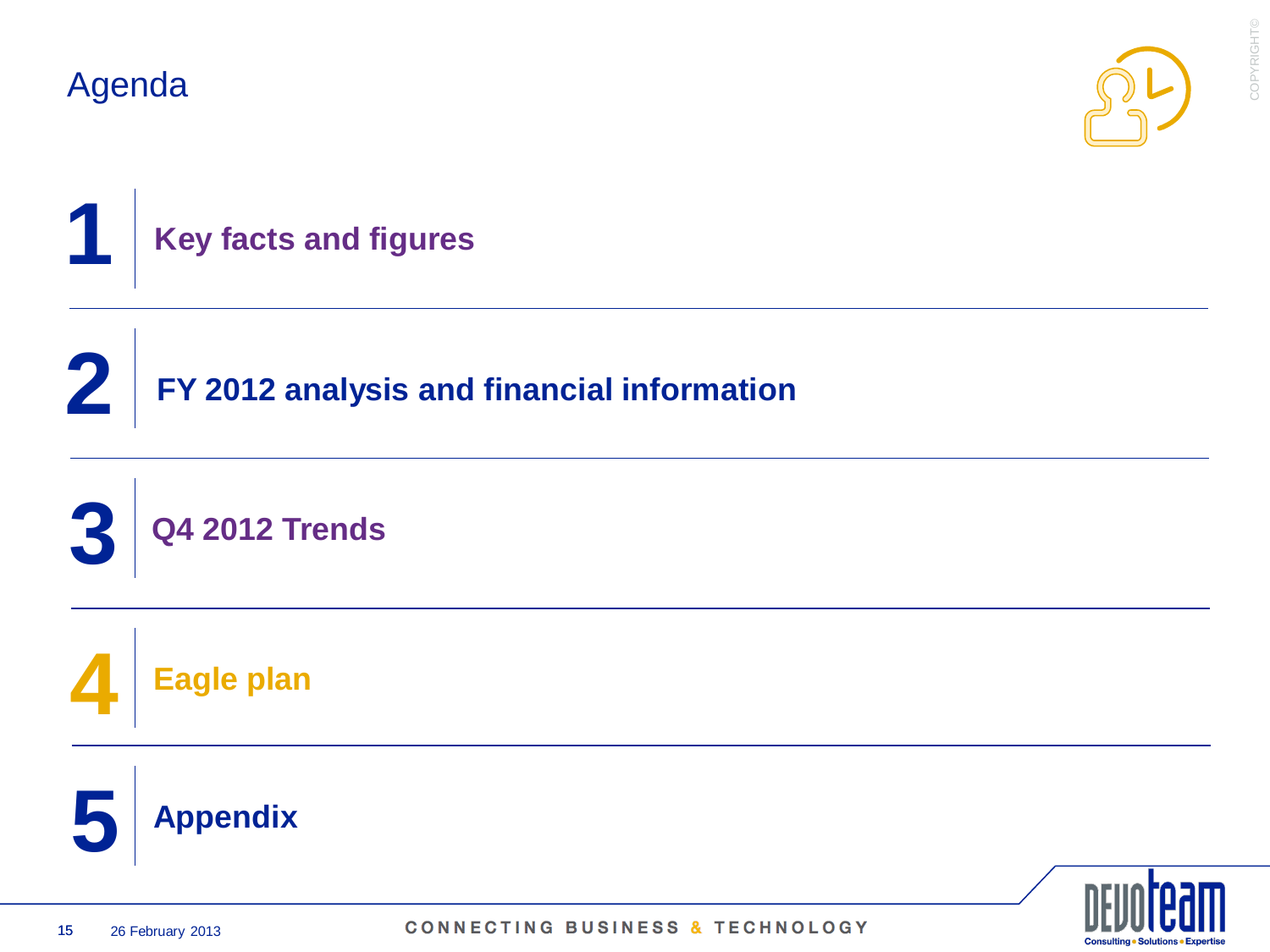# Agenda

1. Key facts and figures
2. FY 2012 analysis and financial information
3. Q4 2012 Trends
4. Eagle plan
5. Appendix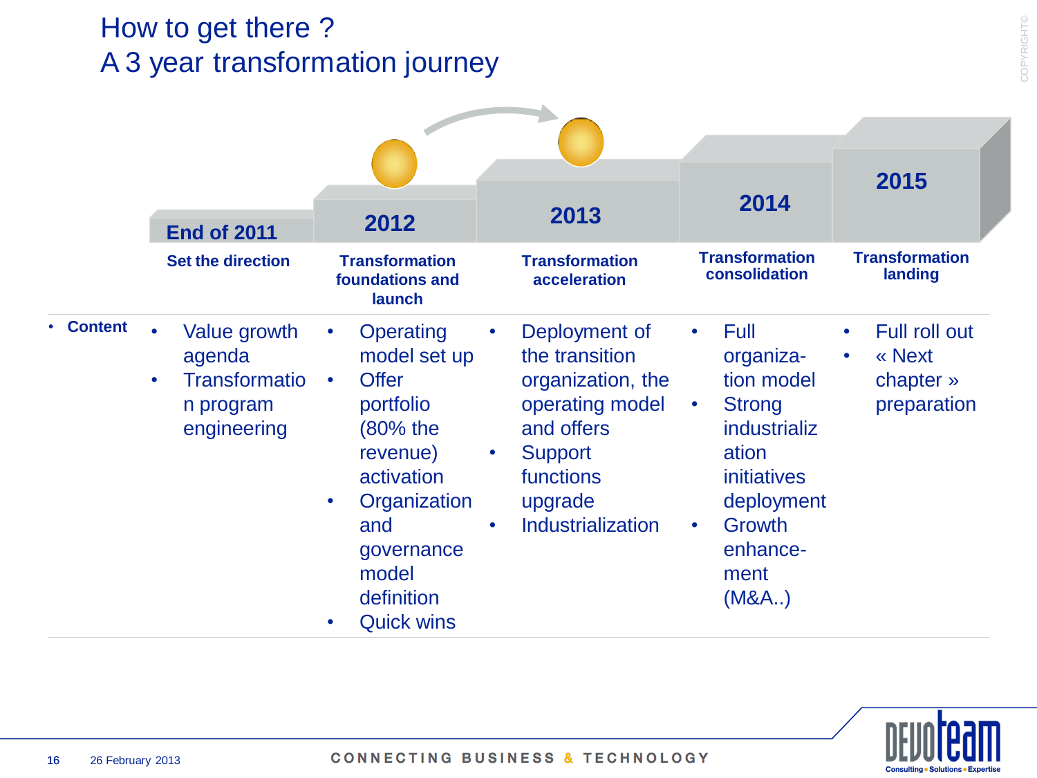# How to get there ?
## A 3 year transformation journey

| | End of 2011 | 2012 | 2013 | 2014 | 2015 |
|---|---|---|---|---|---|
| | **Set the direction** | **Transformation foundations and launch** | **Transformation acceleration** | **Transformation consolidation** | **Transformation landing** |
| • **Content** | • Value growth agenda<br>• Transformation program engineering | • Operating model set up<br>• Offer portfolio (80% the revenue) activation<br>• Organization and governance model definition<br>• Quick wins | • Deployment of the transition organization, the operating model and offers<br>• Support functions upgrade<br>• Industrialization | • Full organization model<br>• Strong industrialization initiatives deployment<br>• Growth enhancement (M&A..) | • Full roll out<br>• « Next chapter » preparation |

26 February 2013

CONNECTING BUSINESS & TECHNOLOGY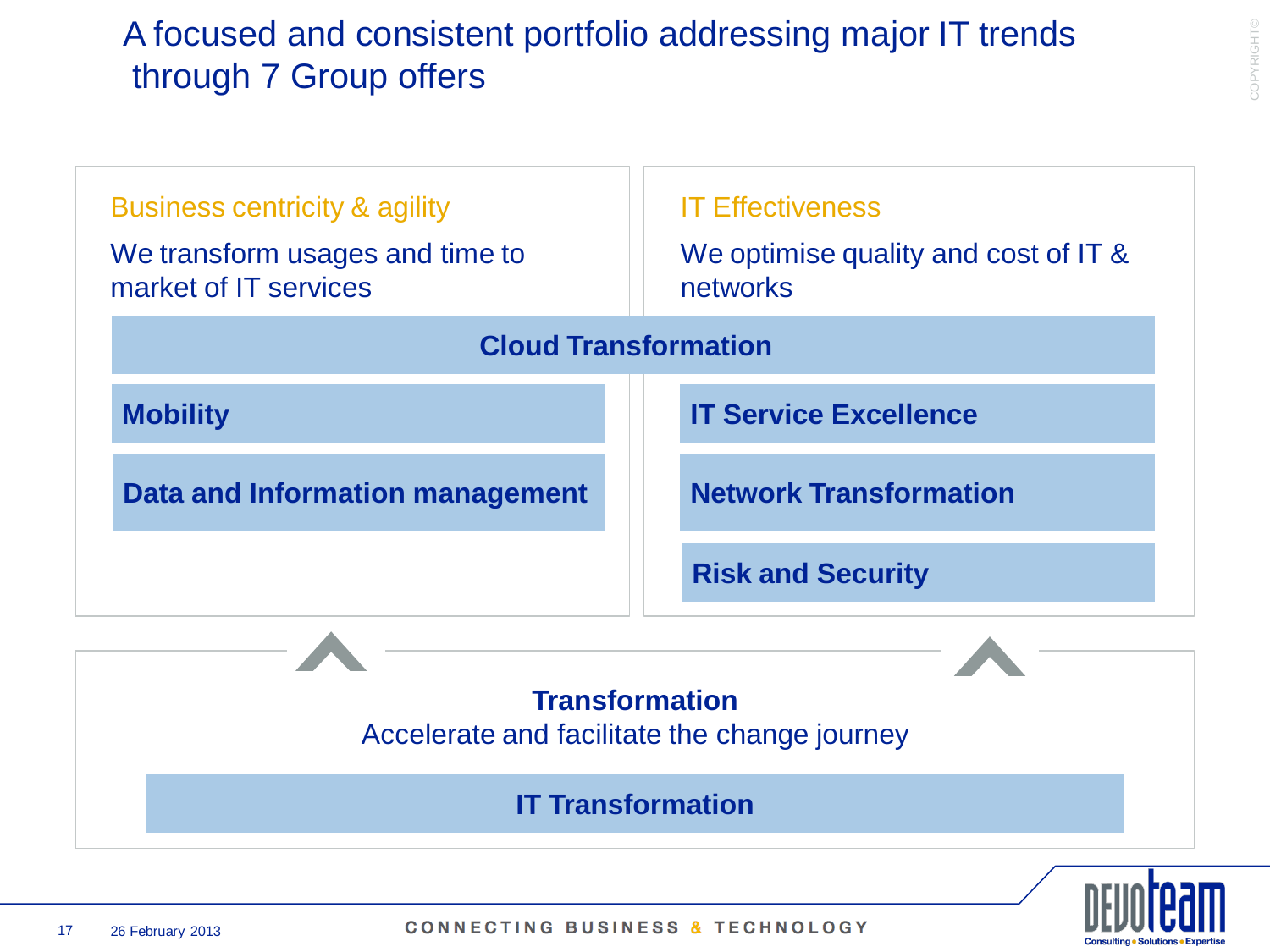# A focused and consistent portfolio addressing major IT trends through 7 Group offers

## Business centricity & agility

We transform usages and time to market of IT services

## IT Effectiveness

We optimise quality and cost of IT & networks

**Cloud Transformation**

**Mobility**

**Data and Information management**

**IT Service Excellence**

**Network Transformation**

**Risk and Security**

## Transformation

Accelerate and facilitate the change journey

**IT Transformation**

CONNECTING BUSINESS & TECHNOLOGY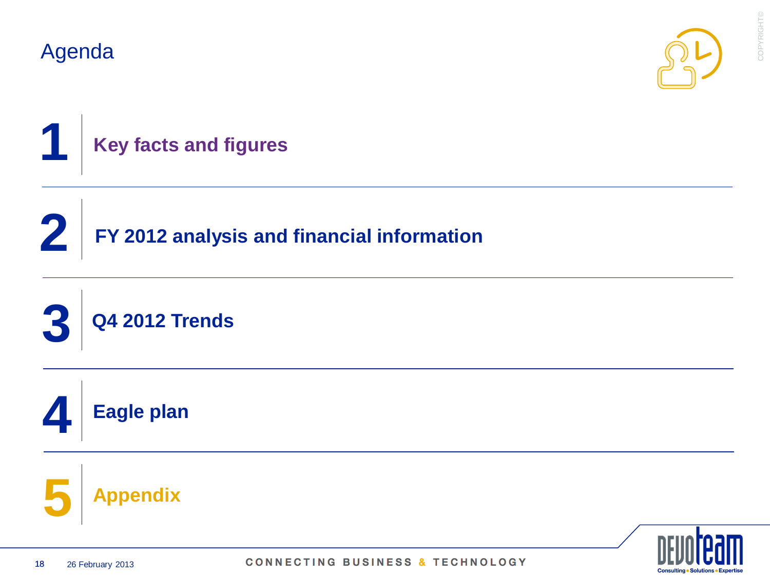# Agenda

1. Key facts and figures
2. FY 2012 analysis and financial information
3. Q4 2012 Trends
4. Eagle plan
5. Appendix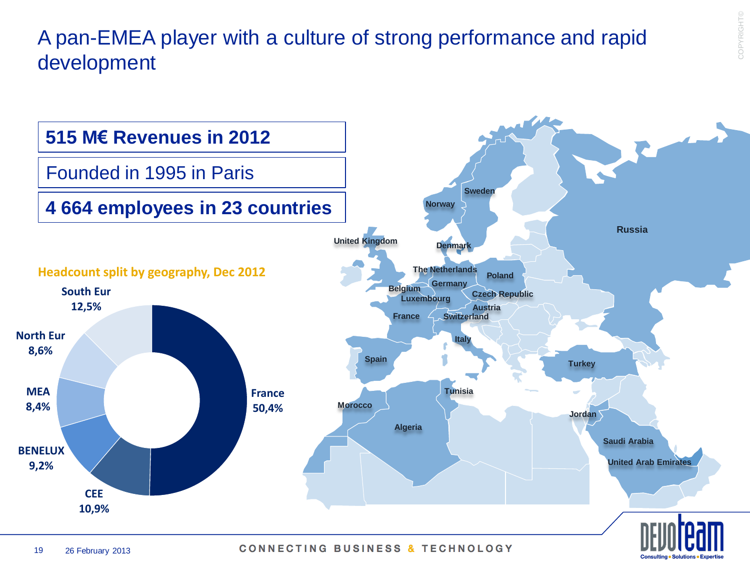# A pan-EMEA player with a culture of strong performance and rapid development

**515 M€ Revenues in 2012**

Founded in 1995 in Paris

**4 664 employees in 23 countries**

**Headcount split by geography, Dec 2012**

| Geography | Share |
|---|---|
| France | 50,4% |
| CEE | 10,9% |
| BENELUX | 9,2% |
| MEA | 8,4% |
| North Eur | 8,6% |
| South Eur | 12,5% |

United Kingdom, Norway, Sweden, Denmark, Russia, The Netherlands, Poland, Belgium, Germany, Luxembourg, Czech Republic, Austria, France, Switzerland, Italy, Spain, Turkey, Tunisia, Morocco, Jordan, Algeria, Saudi Arabia, United Arab Emirates

CONNECTING BUSINESS & TECHNOLOGY

DEVOTEAM Consulting • Solutions • Expertise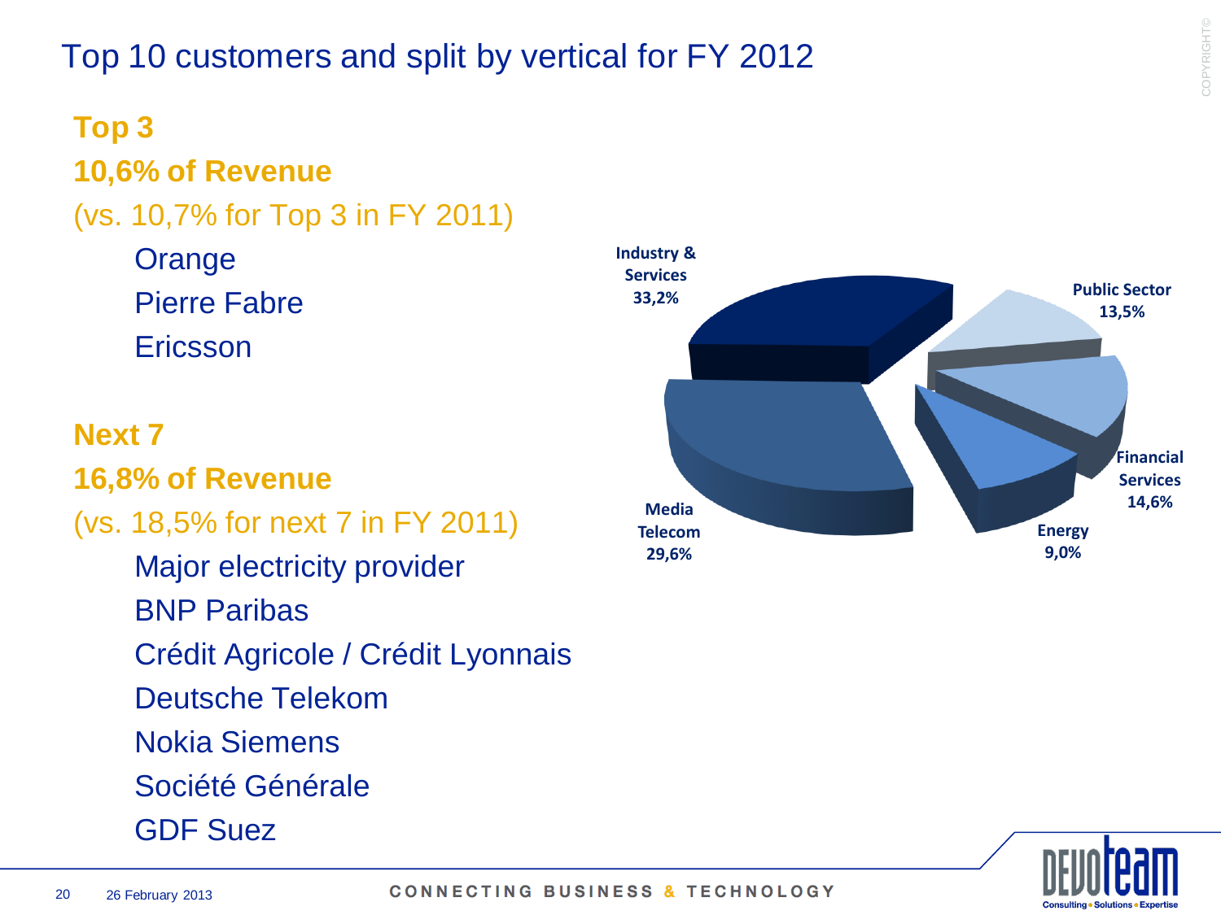# Top 10 customers and split by vertical for FY 2012

**Top 3**

**10,6% of Revenue**

(vs. 10,7% for Top 3 in FY 2011)

- Orange
- Pierre Fabre
- Ericsson

**Next 7**

**16,8% of Revenue**

(vs. 18,5% for next 7 in FY 2011)

- Major electricity provider
- BNP Paribas
- Crédit Agricole / Crédit Lyonnais
- Deutsche Telekom
- Nokia Siemens
- Société Générale
- GDF Suez

| Vertical | Share |
|---|---|
| Industry & Services | 33,2% |
| Media Telecom | 29,6% |
| Financial Services | 14,6% |
| Public Sector | 13,5% |
| Energy | 9,0% |

CONNECTING BUSINESS & TECHNOLOGY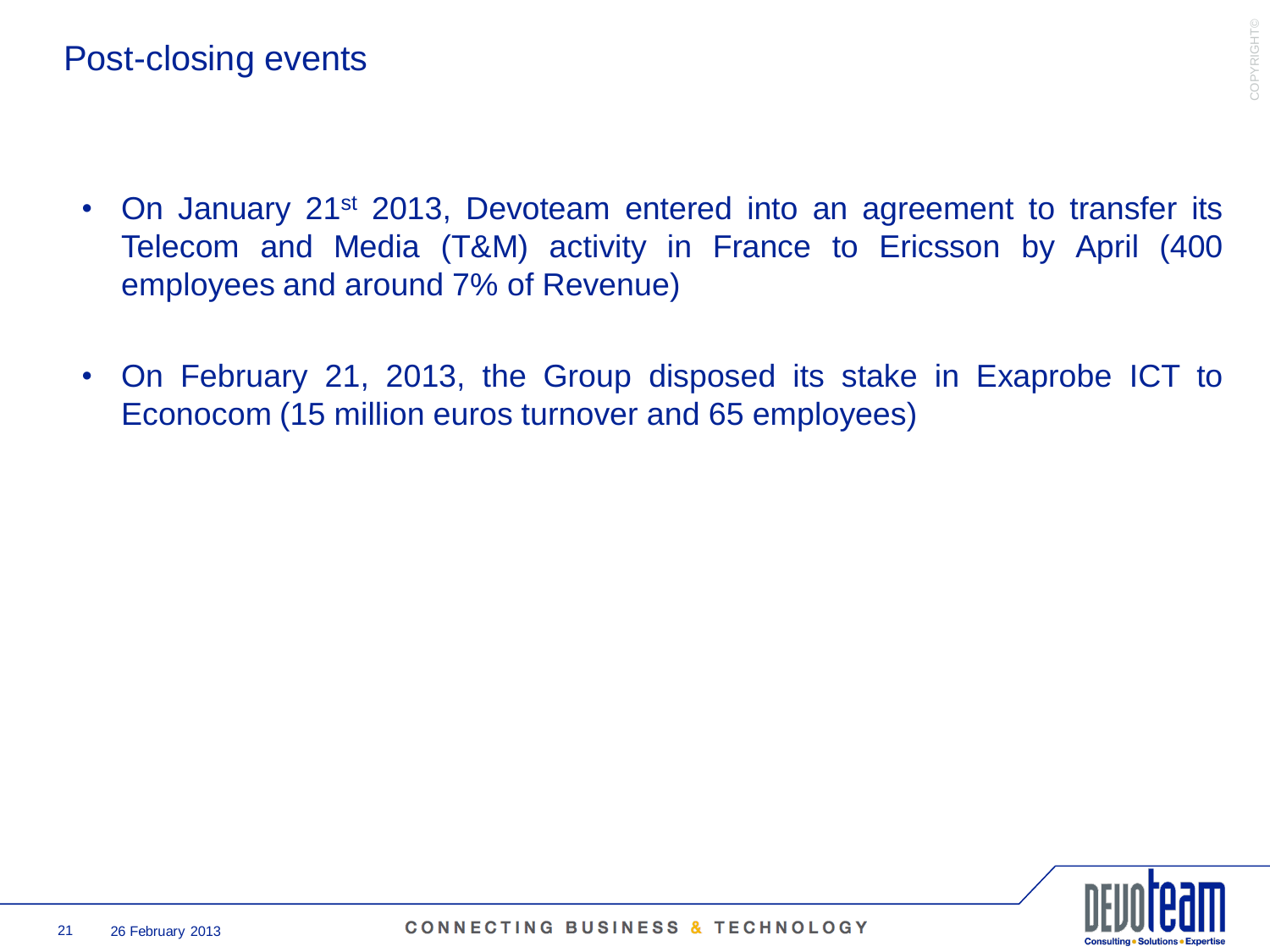# Post-closing events

- On January 21st 2013, Devoteam entered into an agreement to transfer its Telecom and Media (T&M) activity in France to Ericsson by April (400 employees and around 7% of Revenue)
- On February 21, 2013, the Group disposed its stake in Exaprobe ICT to Econocom (15 million euros turnover and 65 employees)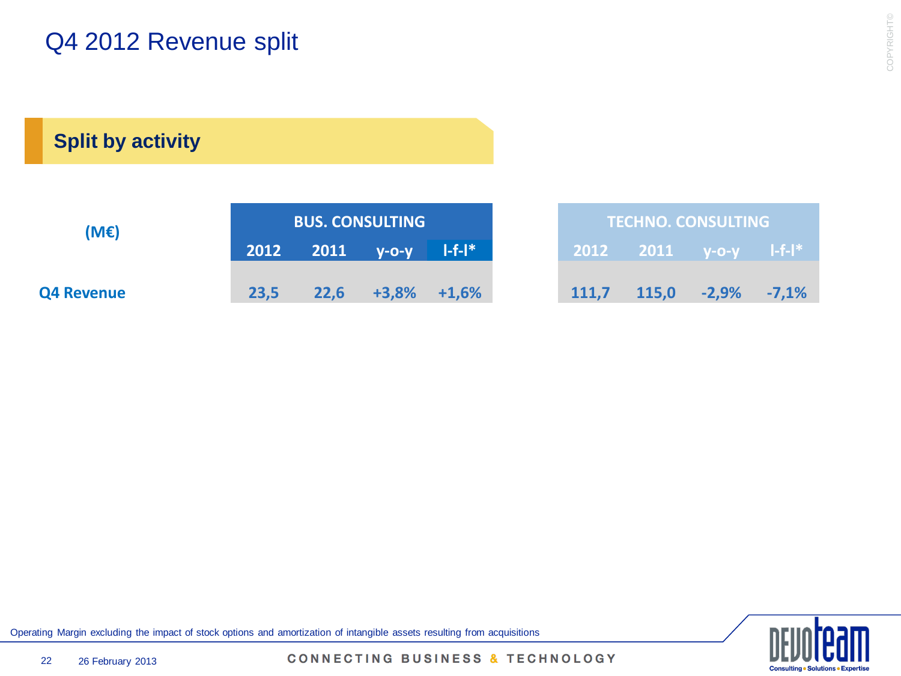# Q4 2012 Revenue split

## Split by activity

| (M€) | BUS. CONSULTING | | | | TECHNO. CONSULTING | | | |
|---|---|---|---|---|---|---|---|---|
| | 2012 | 2011 | y-o-y | l-f-l* | 2012 | 2011 | y-o-y | l-f-l* |
| Q4 Revenue | 23,5 | 22,6 | +3,8% | +1,6% | 111,7 | 115,0 | -2,9% | -7,1% |

Operating Margin excluding the impact of stock options and amortization of intangible assets resulting from acquisitions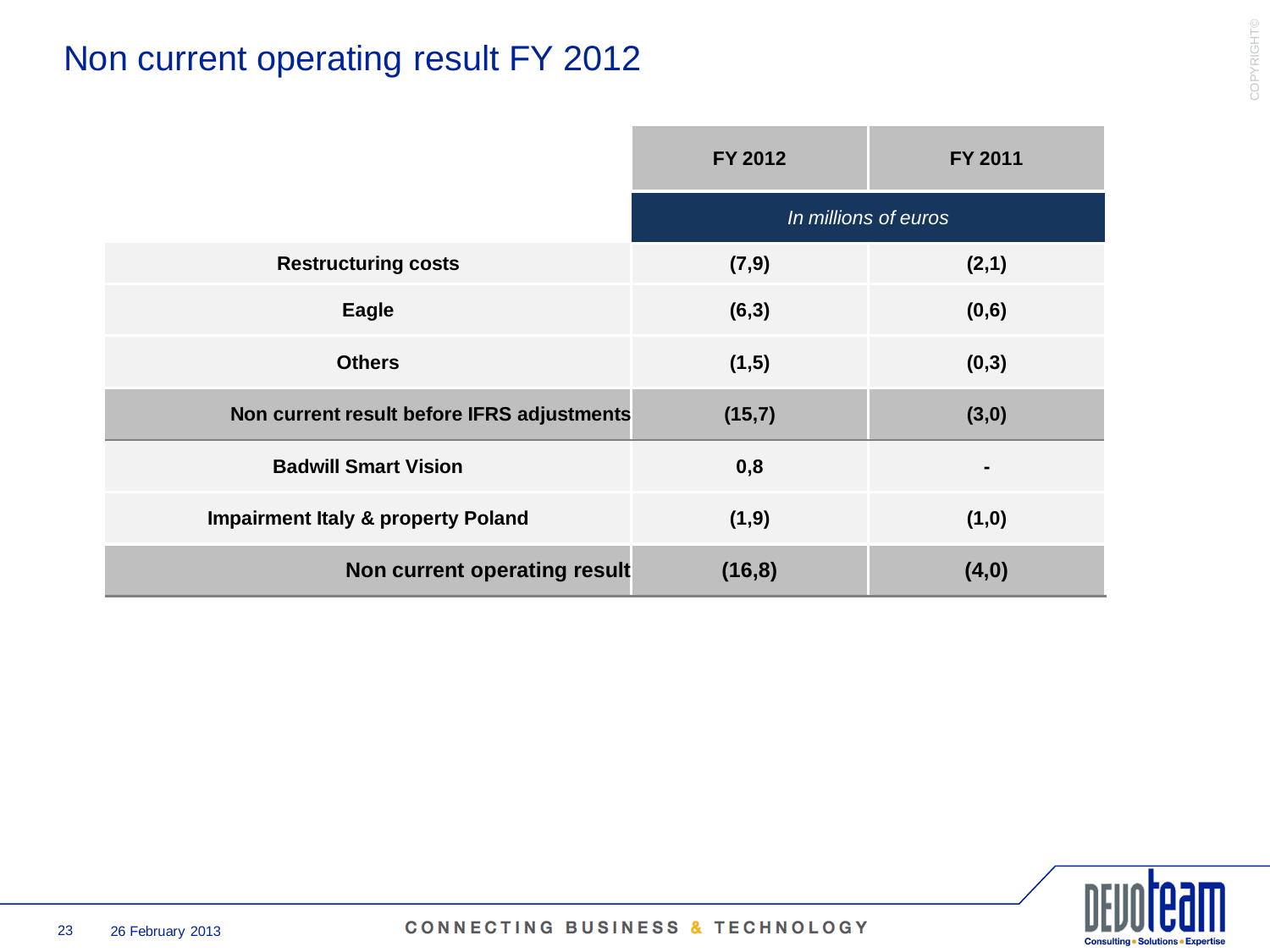# Non current operating result FY 2012

| | FY 2012 | FY 2011 |
|---|---|---|
| | *In millions of euros* | |
| **Restructuring costs** | **(7,9)** | **(2,1)** |
| **Eagle** | **(6,3)** | **(0,6)** |
| **Others** | **(1,5)** | **(0,3)** |
| **Non current result before IFRS adjustments** | **(15,7)** | **(3,0)** |
| **Badwill Smart Vision** | **0,8** | **-** |
| **Impairment Italy & property Poland** | **(1,9)** | **(1,0)** |
| **Non current operating result** | **(16,8)** | **(4,0)** |

CONNECTING BUSINESS & TECHNOLOGY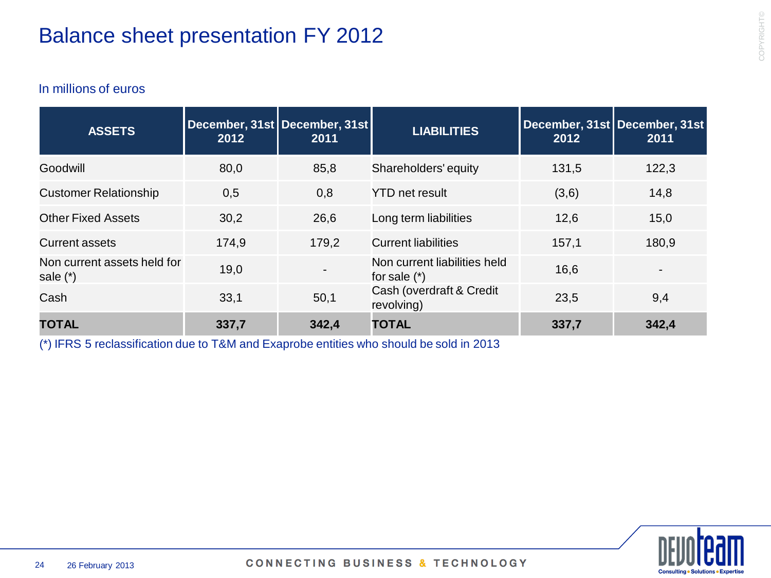# Balance sheet presentation FY 2012

In millions of euros

| ASSETS | December, 31st 2012 | December, 31st 2011 | LIABILITIES | December, 31st 2012 | December, 31st 2011 |
|---|---|---|---|---|---|
| Goodwill | 80,0 | 85,8 | Shareholders' equity | 131,5 | 122,3 |
| Customer Relationship | 0,5 | 0,8 | YTD net result | (3,6) | 14,8 |
| Other Fixed Assets | 30,2 | 26,6 | Long term liabilities | 12,6 | 15,0 |
| Current assets | 174,9 | 179,2 | Current liabilities | 157,1 | 180,9 |
| Non current assets held for sale (*) | 19,0 | - | Non current liabilities held for sale (*) | 16,6 | - |
| Cash | 33,1 | 50,1 | Cash (overdraft & Credit revolving) | 23,5 | 9,4 |
| **TOTAL** | **337,7** | **342,4** | **TOTAL** | **337,7** | **342,4** |

(*) IFRS 5 reclassification due to T&M and Exaprobe entities who should be sold in 2013

CONNECTING BUSINESS & TECHNOLOGY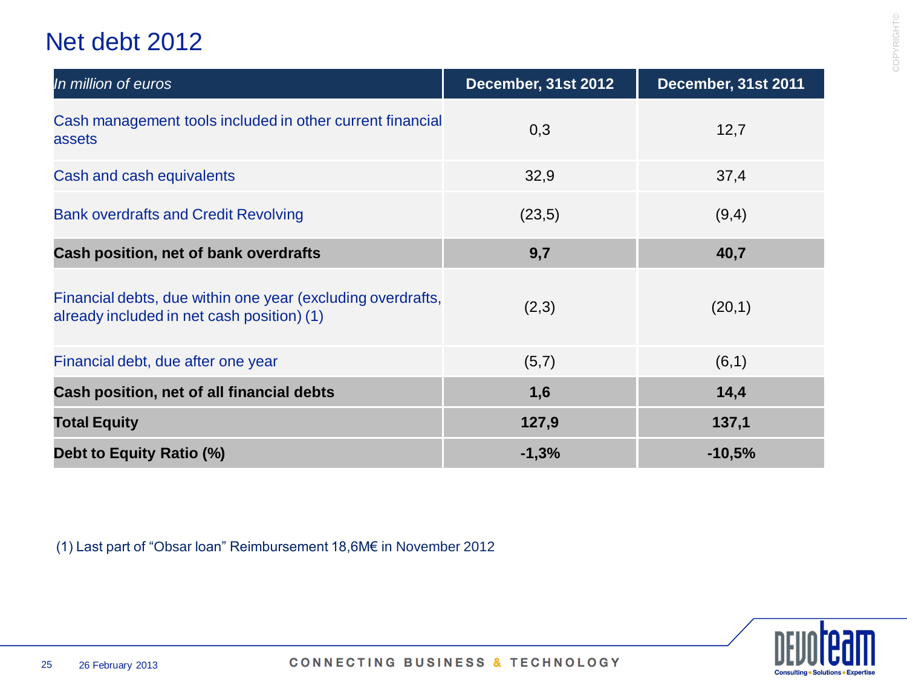# Net debt 2012

| *In million of euros* | December, 31st 2012 | December, 31st 2011 |
|---|---|---|
| Cash management tools included in other current financial assets | 0,3 | 12,7 |
| Cash and cash equivalents | 32,9 | 37,4 |
| Bank overdrafts and Credit Revolving | (23,5) | (9,4) |
| **Cash position, net of bank overdrafts** | **9,7** | **40,7** |
| Financial debts, due within one year (excluding overdrafts, already included in net cash position) (1) | (2,3) | (20,1) |
| Financial debt, due after one year | (5,7) | (6,1) |
| **Cash position, net of all financial debts** | **1,6** | **14,4** |
| **Total Equity** | **127,9** | **137,1** |
| **Debt to Equity Ratio (%)** | **-1,3%** | **-10,5%** |

(1) Last part of “Obsar loan” Reimbursement 18,6M€ in November 2012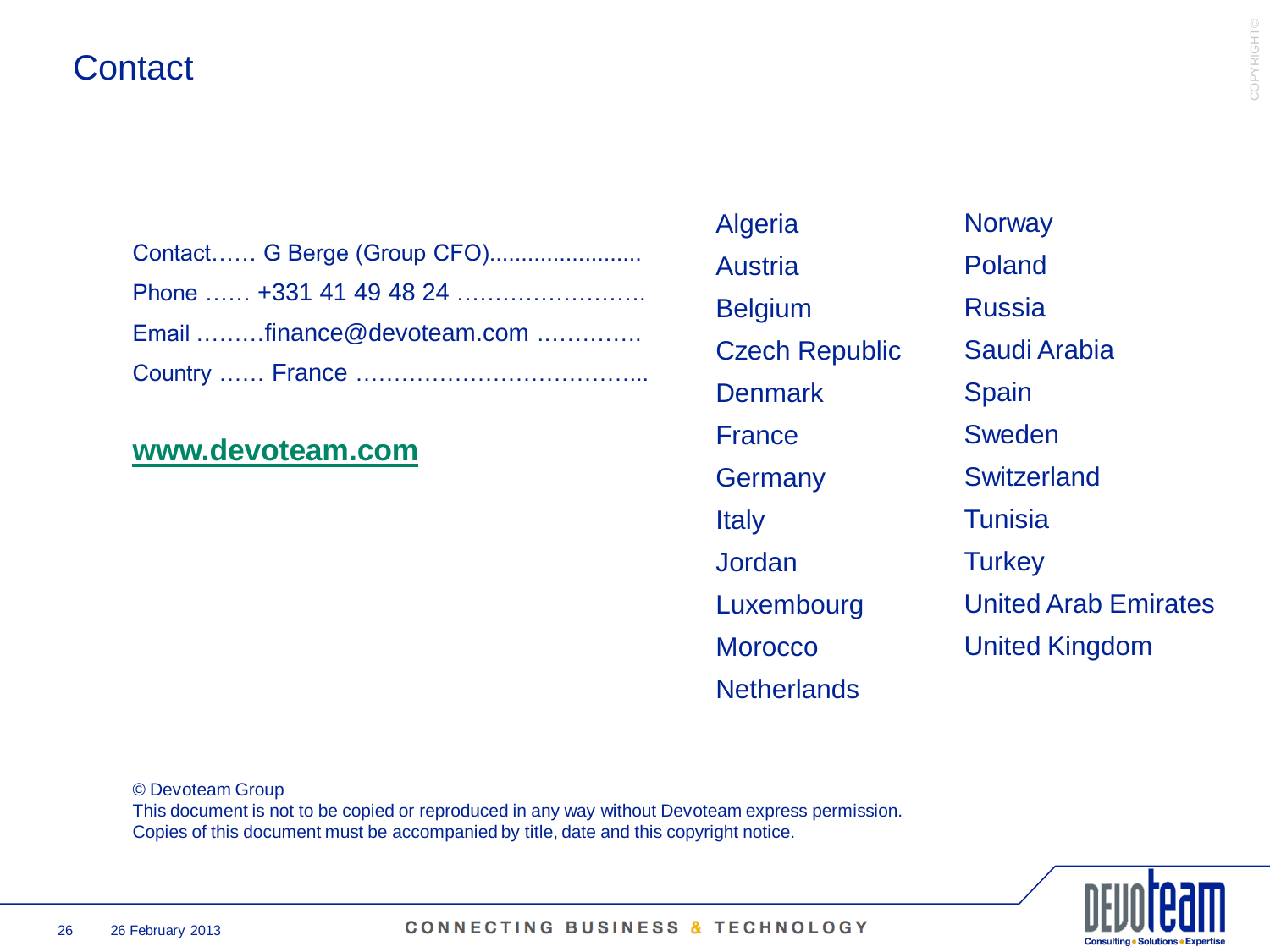# Contact

Contact…… G Berge (Group CFO)........................

Phone …… +331 41 49 48 24 …………………….

Email ………finance@devoteam.com ………….

Country …… France ………………………………...

**www.devoteam.com**

- Algeria
- Austria
- Belgium
- Czech Republic
- Denmark
- France
- Germany
- Italy
- Jordan
- Luxembourg
- Morocco
- Netherlands
- Norway
- Poland
- Russia
- Saudi Arabia
- Spain
- Sweden
- Switzerland
- Tunisia
- Turkey
- United Arab Emirates
- United Kingdom

© Devoteam Group
This document is not to be copied or reproduced in any way without Devoteam express permission.
Copies of this document must be accompanied by title, date and this copyright notice.